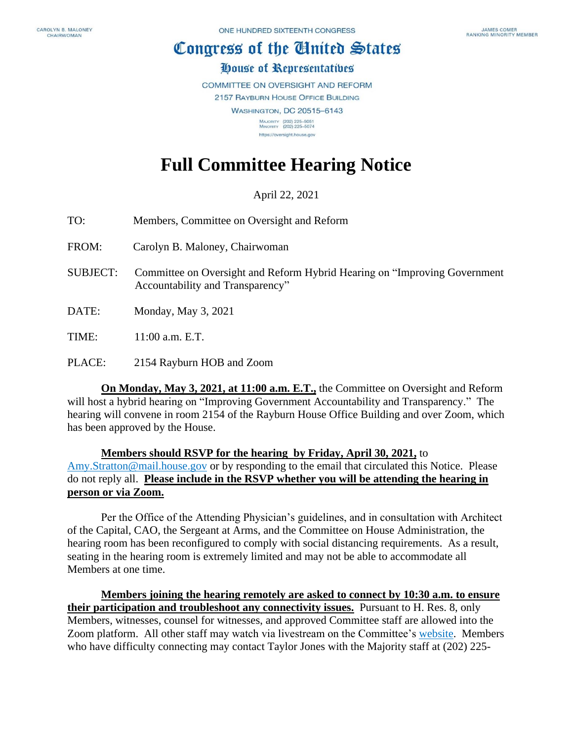CAROLYN B. MALONEY
CHAIRWOMAN

ONE HUNDRED SIXTEENTH CONGRESS

JAMES COMER
RANKING MINORITY MEMBER

# Congress of the United States

## House of Representatives

COMMITTEE ON OVERSIGHT AND REFORM
2157 RAYBURN HOUSE OFFICE BUILDING
WASHINGTON, DC 20515–6143

MAJORITY (202) 225–5051
MINORITY (202) 225–5074
https://oversight.house.gov

# Full Committee Hearing Notice

April 22, 2021

TO: Members, Committee on Oversight and Reform

FROM: Carolyn B. Maloney, Chairwoman

SUBJECT: Committee on Oversight and Reform Hybrid Hearing on "Improving Government Accountability and Transparency"

DATE: Monday, May 3, 2021

TIME: 11:00 a.m. E.T.

PLACE: 2154 Rayburn HOB and Zoom

**On Monday, May 3, 2021, at 11:00 a.m. E.T.,** the Committee on Oversight and Reform will host a hybrid hearing on "Improving Government Accountability and Transparency." The hearing will convene in room 2154 of the Rayburn House Office Building and over Zoom, which has been approved by the House.

**Members should RSVP for the hearing by Friday, April 30, 2021,** to Amy.Stratton@mail.house.gov or by responding to the email that circulated this Notice. Please do not reply all. **Please include in the RSVP whether you will be attending the hearing in person or via Zoom.**

Per the Office of the Attending Physician's guidelines, and in consultation with Architect of the Capital, CAO, the Sergeant at Arms, and the Committee on House Administration, the hearing room has been reconfigured to comply with social distancing requirements. As a result, seating in the hearing room is extremely limited and may not be able to accommodate all Members at one time.

**Members joining the hearing remotely are asked to connect by 10:30 a.m. to ensure their participation and troubleshoot any connectivity issues.** Pursuant to H. Res. 8, only Members, witnesses, counsel for witnesses, and approved Committee staff are allowed into the Zoom platform. All other staff may watch via livestream on the Committee's website. Members who have difficulty connecting may contact Taylor Jones with the Majority staff at (202) 225-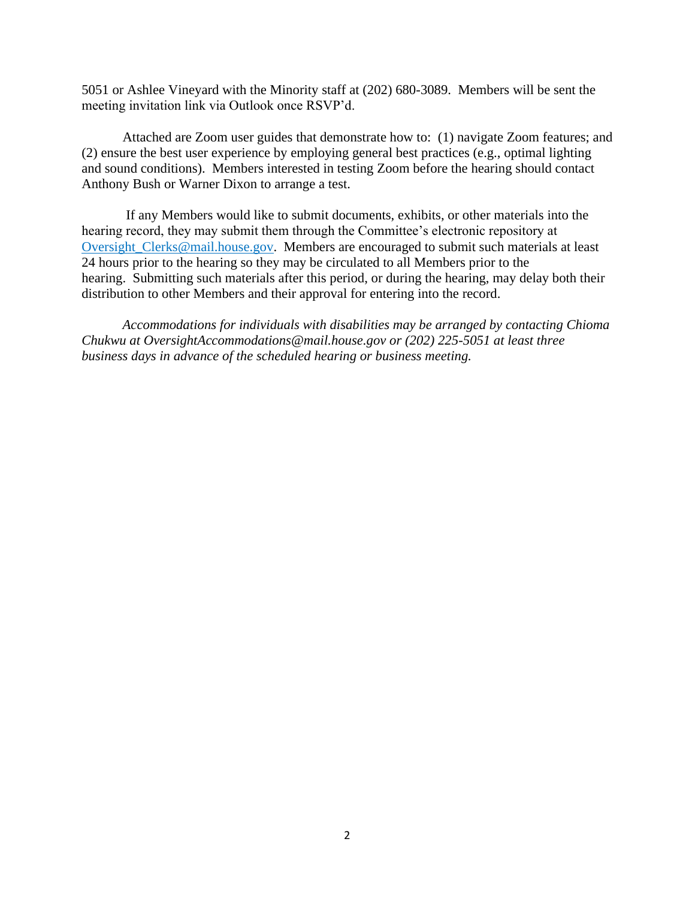5051 or Ashlee Vineyard with the Minority staff at (202) 680-3089. Members will be sent the meeting invitation link via Outlook once RSVP'd.

Attached are Zoom user guides that demonstrate how to: (1) navigate Zoom features; and (2) ensure the best user experience by employing general best practices (e.g., optimal lighting and sound conditions). Members interested in testing Zoom before the hearing should contact Anthony Bush or Warner Dixon to arrange a test.

If any Members would like to submit documents, exhibits, or other materials into the hearing record, they may submit them through the Committee's electronic repository at Oversight_Clerks@mail.house.gov. Members are encouraged to submit such materials at least 24 hours prior to the hearing so they may be circulated to all Members prior to the hearing. Submitting such materials after this period, or during the hearing, may delay both their distribution to other Members and their approval for entering into the record.

*Accommodations for individuals with disabilities may be arranged by contacting Chioma Chukwu at OversightAccommodations@mail.house.gov or (202) 225-5051 at least three business days in advance of the scheduled hearing or business meeting.*